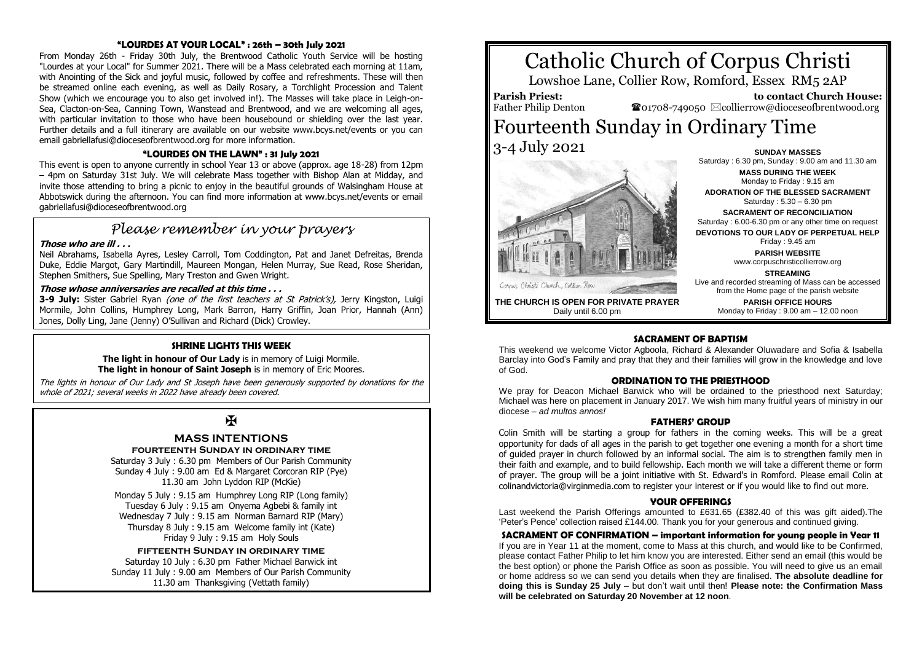# Catholic Church of Corpus Christi

Lowshoe Lane, Collier Row, Romford, Essex RM5 2AP

**Parish Priest:** Father Philip Denton

**to contact Church House:** ☎01708-749050 ✉collierrow@dioceseofbrentwood.org

# Fourteenth Sunday in Ordinary Time

3-4 July 2021

Corpus Christi Church, Collier Row

**THE CHURCH IS OPEN FOR PRIVATE PRAYER**
Daily until 6.00 pm

**SUNDAY MASSES**
Saturday : 6.30 pm, Sunday : 9.00 am and 11.30 am

**MASS DURING THE WEEK**
Monday to Friday : 9.15 am

**ADORATION OF THE BLESSED SACRAMENT**
Saturday : 5.30 – 6.30 pm

**SACRAMENT OF RECONCILIATION**
Saturday : 6.00-6.30 pm or any other time on request

**DEVOTIONS TO OUR LADY OF PERPETUAL HELP**
Friday : 9.45 am

**PARISH WEBSITE**
www.corpuschristicollierrow.org

**STREAMING**
Live and recorded streaming of Mass can be accessed from the Home page of the parish website

**PARISH OFFICE HOURS**
Monday to Friday : 9.00 am – 12.00 noon

## SACRAMENT OF BAPTISM

This weekend we welcome Victor Agboola, Richard & Alexander Oluwadare and Sofia & Isabella Barclay into God's Family and pray that they and their families will grow in the knowledge and love of God.

## ORDINATION TO THE PRIESTHOOD

We pray for Deacon Michael Barwick who will be ordained to the priesthood next Saturday; Michael was here on placement in January 2017. We wish him many fruitful years of ministry in our diocese – *ad multos annos!*

## FATHERS' GROUP

Colin Smith will be starting a group for fathers in the coming weeks. This will be a great opportunity for dads of all ages in the parish to get together one evening a month for a short time of guided prayer in church followed by an informal social. The aim is to strengthen family men in their faith and example, and to build fellowship. Each month we will take a different theme or form of prayer. The group will be a joint initiative with St. Edward's in Romford. Please email Colin at colinandvictoria@virginmedia.com to register your interest or if you would like to find out more.

## YOUR OFFERINGS

Last weekend the Parish Offerings amounted to £631.65 (£382.40 of this was gift aided).The 'Peter's Pence' collection raised £144.00. Thank you for your generous and continued giving.

## SACRAMENT OF CONFIRMATION – important information for young people in Year 11

If you are in Year 11 at the moment, come to Mass at this church, and would like to be Confirmed, please contact Father Philip to let him know you are interested. Either send an email (this would be the best option) or phone the Parish Office as soon as possible. You will need to give us an email or home address so we can send you details when they are finalised. **The absolute deadline for doing this is Sunday 25 July** – but don't wait until then! **Please note: the Confirmation Mass will be celebrated on Saturday 20 November at 12 noon**.

## "LOURDES AT YOUR LOCAL" : 26th – 30th July 2021

From Monday 26th - Friday 30th July, the Brentwood Catholic Youth Service will be hosting "Lourdes at your Local" for Summer 2021. There will be a Mass celebrated each morning at 11am, with Anointing of the Sick and joyful music, followed by coffee and refreshments. These will then be streamed online each evening, as well as Daily Rosary, a Torchlight Procession and Talent Show (which we encourage you to also get involved in!). The Masses will take place in Leigh-on-Sea, Clacton-on-Sea, Canning Town, Wanstead and Brentwood, and we are welcoming all ages, with particular invitation to those who have been housebound or shielding over the last year. Further details and a full itinerary are available on our website www.bcys.net/events or you can email gabriellafusi@dioceseofbrentwood.org for more information.

## "LOURDES ON THE LAWN" : 31 July 2021

This event is open to anyone currently in school Year 13 or above (approx. age 18-28) from 12pm – 4pm on Saturday 31st July. We will celebrate Mass together with Bishop Alan at Midday, and invite those attending to bring a picnic to enjoy in the beautiful grounds of Walsingham House at Abbotswick during the afternoon. You can find more information at www.bcys.net/events or email gabriellafusi@dioceseofbrentwood.org

## *Please remember in your prayers*

***Those who are ill . . .***

Neil Abrahams, Isabella Ayres, Lesley Carroll, Tom Coddington, Pat and Janet Defreitas, Brenda Duke, Eddie Margot, Gary Martindill, Maureen Mongan, Helen Murray, Sue Read, Rose Sheridan, Stephen Smithers, Sue Spelling, Mary Treston and Gwen Wright.

***Those whose anniversaries are recalled at this time . . .***

**3-9 July:** Sister Gabriel Ryan *(one of the first teachers at St Patrick's),* Jerry Kingston, Luigi Mormile, John Collins, Humphrey Long, Mark Barron, Harry Griffin, Joan Prior, Hannah (Ann) Jones, Dolly Ling, Jane (Jenny) O'Sullivan and Richard (Dick) Crowley.

## SHRINE LIGHTS THIS WEEK

**The light in honour of Our Lady** is in memory of Luigi Mormile.
**The light in honour of Saint Joseph** is in memory of Eric Moores.

*The lights in honour of Our Lady and St Joseph have been generously supported by donations for the whole of 2021; several weeks in 2022 have already been covered.*

✠

## MASS INTENTIONS

### FOURTEENTH SUNDAY IN ORDINARY TIME

Saturday 3 July : 6.30 pm Members of Our Parish Community
Sunday 4 July : 9.00 am Ed & Margaret Corcoran RIP (Pye)
11.30 am John Lyddon RIP (McKie)

Monday 5 July : 9.15 am Humphrey Long RIP (Long family)
Tuesday 6 July : 9.15 am Onyema Agbebi & family int
Wednesday 7 July : 9.15 am Norman Barnard RIP (Mary)
Thursday 8 July : 9.15 am Welcome family int (Kate)
Friday 9 July : 9.15 am Holy Souls

### FIFTEENTH SUNDAY IN ORDINARY TIME

Saturday 10 July : 6.30 pm Father Michael Barwick int
Sunday 11 July : 9.00 am Members of Our Parish Community
11.30 am Thanksgiving (Vettath family)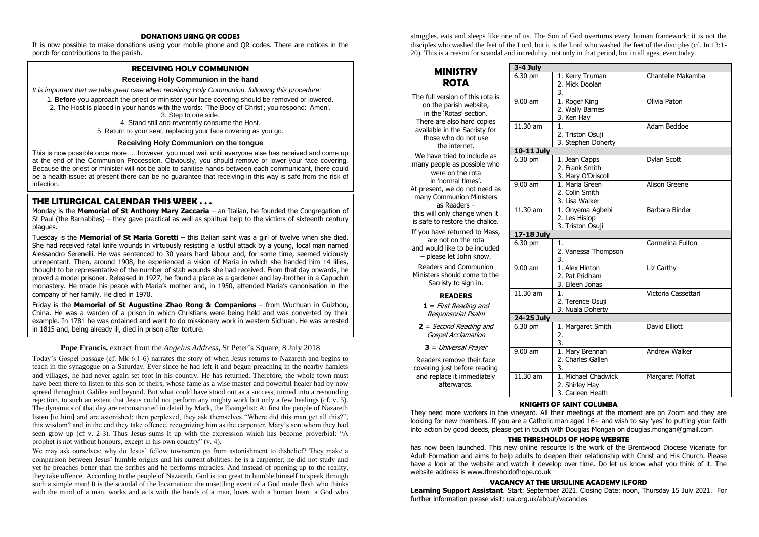#### DONATIONS USING QR CODES

It is now possible to make donations using your mobile phone and QR codes. There are notices in the porch for contributions to the parish.

### RECEIVING HOLY COMMUNION

#### Receiving Holy Communion in the hand

*It is important that we take great care when receiving Holy Communion, following this procedure:*

1. **Before** you approach the priest or minister your face covering should be removed or lowered.
2. The Host is placed in your hands with the words: 'The Body of Christ'; you respond: 'Amen'.
3. Step to one side.
4. Stand still and reverently consume the Host.
5. Return to your seat, replacing your face covering as you go.

#### Receiving Holy Communion on the tongue

This is now possible once more … however, you must wait until everyone else has received and come up at the end of the Communion Procession. Obviously, you should remove or lower your face covering. Because the priest or minister will not be able to sanitise hands between each communicant, there could be a health issue: at present there can be no guarantee that receiving in this way is safe from the risk of infection.

## THE LITURGICAL CALENDAR THIS WEEK . . .

Monday is the **Memorial of St Anthony Mary Zaccaria** – an Italian, he founded the Congregation of St Paul (the Barnabites) – they gave practical as well as spiritual help to the victims of sixteenth century plagues.

Tuesday is the **Memorial of St Maria Goretti** – this Italian saint was a girl of twelve when she died. She had received fatal knife wounds in virtuously resisting a lustful attack by a young, local man named Alessandro Serenelli. He was sentenced to 30 years hard labour and, for some time, seemed viciously unrepentant. Then, around 1908, he experienced a vision of Maria in which she handed him 14 lilies, thought to be representative of the number of stab wounds she had received. From that day onwards, he proved a model prisoner. Released in 1927, he found a place as a gardener and lay-brother in a Capuchin monastery. He made his peace with Maria's mother and, in 1950, attended Maria's canonisation in the company of her family. He died in 1970.

Friday is the **Memorial of St Augustine Zhao Rong & Companions** – from Wuchuan in Guizhou, China. He was a warden of a prison in which Christians were being held and was converted by their example. In 1781 he was ordained and went to do missionary work in western Sichuan. He was arrested in 1815 and, being already ill, died in prison after torture.

**Pope Francis,** extract from the *Angelus Address***,** St Peter's Square, 8 July 2018

Today's Gospel passage (cf. Mk 6:1-6) narrates the story of when Jesus returns to Nazareth and begins to teach in the synagogue on a Saturday. Ever since he had left it and begun preaching in the nearby hamlets and villages, he had never again set foot in his country. He has returned. Therefore, the whole town must have been there to listen to this son of theirs, whose fame as a wise master and powerful healer had by now spread throughout Galilee and beyond. But what could have stood out as a success, turned into a resounding rejection, to such an extent that Jesus could not perform any mighty work but only a few healings (cf. v. 5). The dynamics of that day are reconstructed in detail by Mark, the Evangelist: At first the people of Nazareth listen [to him] and are astonished; then perplexed, they ask themselves "Where did this man get all this?", this wisdom? and in the end they take offence, recognizing him as the carpenter, Mary's son whom they had seen grow up (cf v. 2-3). Thus Jesus sums it up with the expression which has become proverbial: "A prophet is not without honours, except in his own country" (v. 4).

We may ask ourselves: why do Jesus' fellow townsmen go from astonishment to disbelief? They make a comparison between Jesus' humble origins and his current abilities: he is a carpenter; he did not study and yet he preaches better than the scribes and he performs miracles. And instead of opening up to the reality, they take offence. According to the people of Nazareth, God is too great to humble himself to speak through such a simple man! It is the scandal of the Incarnation: the unsettling event of a God made flesh who thinks with the mind of a man, works and acts with the hands of a man, loves with a human heart, a God who struggles, eats and sleeps like one of us. The Son of God overturns every human framework: it is not the disciples who washed the feet of the Lord, but it is the Lord who washed the feet of the disciples (cf. Jn 13:1-20). This is a reason for scandal and incredulity, not only in that period, but in all ages, even today.

## MINISTRY ROTA

The full version of this rota is on the parish website, in the 'Rotas' section. There are also hard copies available in the Sacristy for those who do not use the internet.

We have tried to include as many people as possible who were on the rota in 'normal times'. At present, we do not need as many Communion Ministers as Readers – this will only change when it is safe to restore the chalice.

If you have returned to Mass, are not on the rota and would like to be included – please let John know.

Readers and Communion Ministers should come to the Sacristy to sign in.

#### READERS

**1** = *First Reading and Responsorial Psalm*

**2** = *Second Reading and Gospel Acclamation*

**3** = *Universal Prayer*

Readers remove their face covering just before reading and replace it immediately afterwards.

| | | |
|---|---|---|
| **3-4 July** | | |
| 6.30 pm | 1. Kerry Truman<br>2. Mick Doolan<br>3. | Chantelle Makamba |
| 9.00 am | 1. Roger King<br>2. Wally Barnes<br>3. Ken Hay | Olivia Paton |
| 11.30 am | 1.<br>2. Triston Osuji<br>3. Stephen Doherty | Adam Beddoe |
| **10-11 July** | | |
| 6.30 pm | 1. Jean Capps<br>2. Frank Smith<br>3. Mary O'Driscoll | Dylan Scott |
| 9.00 am | 1. Maria Green<br>2. Colin Smith<br>3. Lisa Walker | Alison Greene |
| 11.30 am | 1. Onyema Agbebi<br>2. Les Hislop<br>3. Triston Osuji | Barbara Binder |
| **17-18 July** | | |
| 6.30 pm | 1.<br>2. Vanessa Thompson<br>3. | Carmelina Fulton |
| 9.00 am | 1. Alex Hinton<br>2. Pat Pridham<br>3. Eileen Jonas | Liz Carthy |
| 11.30 am | 1.<br>2. Terence Osuji<br>3. Nuala Doherty | Victoria Cassettari |
| **24-25 July** | | |
| 6.30 pm | 1. Margaret Smith<br>2.<br>3. | David Elliott |
| 9.00 am | 1. Mary Brennan<br>2. Charles Gallen<br>3. | Andrew Walker |
| 11.30 am | 1. Michael Chadwick<br>2. Shirley Hay<br>3. Carleen Heath | Margaret Moffat |

#### KNIGHTS OF SAINT COLUMBA

They need more workers in the vineyard. All their meetings at the moment are on Zoom and they are looking for new members. If you are a Catholic man aged 16+ and wish to say 'yes' to putting your faith into action by good deeds, please get in touch with Douglas Mongan on douglas.mongan@gmail.com

#### THE THRESHOLDS OF HOPE WEBSITE

has now been launched. This new online resource is the work of the Brentwood Diocese Vicariate for Adult Formation and aims to help adults to deepen their relationship with Christ and His Church. Please have a look at the website and watch it develop over time. Do let us know what you think of it. The website address is www.thresholdofhope.co.uk

#### VACANCY AT THE URSULINE ACADEMY ILFORD

**Learning Support Assistant**. Start: September 2021. Closing Date: noon, Thursday 15 July 2021. For further information please visit: uai.org.uk/about/vacancies